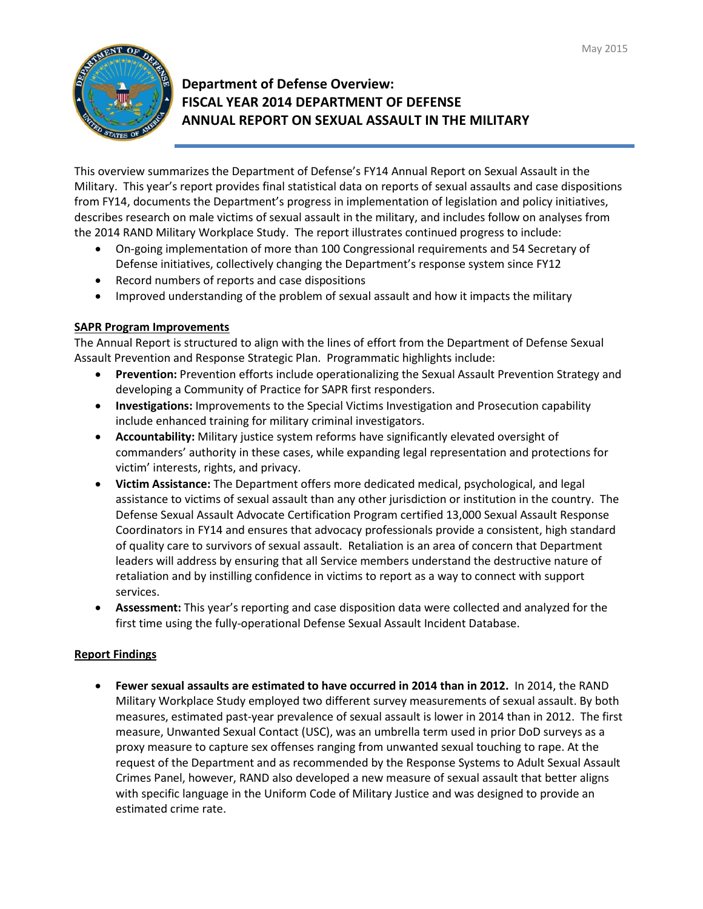May 2015

# Department of Defense Overview: FISCAL YEAR 2014 DEPARTMENT OF DEFENSE ANNUAL REPORT ON SEXUAL ASSAULT IN THE MILITARY

This overview summarizes the Department of Defense's FY14 Annual Report on Sexual Assault in the Military. This year's report provides final statistical data on reports of sexual assaults and case dispositions from FY14, documents the Department's progress in implementation of legislation and policy initiatives, describes research on male victims of sexual assault in the military, and includes follow on analyses from the 2014 RAND Military Workplace Study. The report illustrates continued progress to include:

- On-going implementation of more than 100 Congressional requirements and 54 Secretary of Defense initiatives, collectively changing the Department's response system since FY12
- Record numbers of reports and case dispositions
- Improved understanding of the problem of sexual assault and how it impacts the military

## SAPR Program Improvements

The Annual Report is structured to align with the lines of effort from the Department of Defense Sexual Assault Prevention and Response Strategic Plan. Programmatic highlights include:

- **Prevention:** Prevention efforts include operationalizing the Sexual Assault Prevention Strategy and developing a Community of Practice for SAPR first responders.
- **Investigations:** Improvements to the Special Victims Investigation and Prosecution capability include enhanced training for military criminal investigators.
- **Accountability:** Military justice system reforms have significantly elevated oversight of commanders' authority in these cases, while expanding legal representation and protections for victim' interests, rights, and privacy.
- **Victim Assistance:** The Department offers more dedicated medical, psychological, and legal assistance to victims of sexual assault than any other jurisdiction or institution in the country. The Defense Sexual Assault Advocate Certification Program certified 13,000 Sexual Assault Response Coordinators in FY14 and ensures that advocacy professionals provide a consistent, high standard of quality care to survivors of sexual assault. Retaliation is an area of concern that Department leaders will address by ensuring that all Service members understand the destructive nature of retaliation and by instilling confidence in victims to report as a way to connect with support services.
- **Assessment:** This year's reporting and case disposition data were collected and analyzed for the first time using the fully-operational Defense Sexual Assault Incident Database.

## Report Findings

- **Fewer sexual assaults are estimated to have occurred in 2014 than in 2012.** In 2014, the RAND Military Workplace Study employed two different survey measurements of sexual assault. By both measures, estimated past-year prevalence of sexual assault is lower in 2014 than in 2012. The first measure, Unwanted Sexual Contact (USC), was an umbrella term used in prior DoD surveys as a proxy measure to capture sex offenses ranging from unwanted sexual touching to rape. At the request of the Department and as recommended by the Response Systems to Adult Sexual Assault Crimes Panel, however, RAND also developed a new measure of sexual assault that better aligns with specific language in the Uniform Code of Military Justice and was designed to provide an estimated crime rate.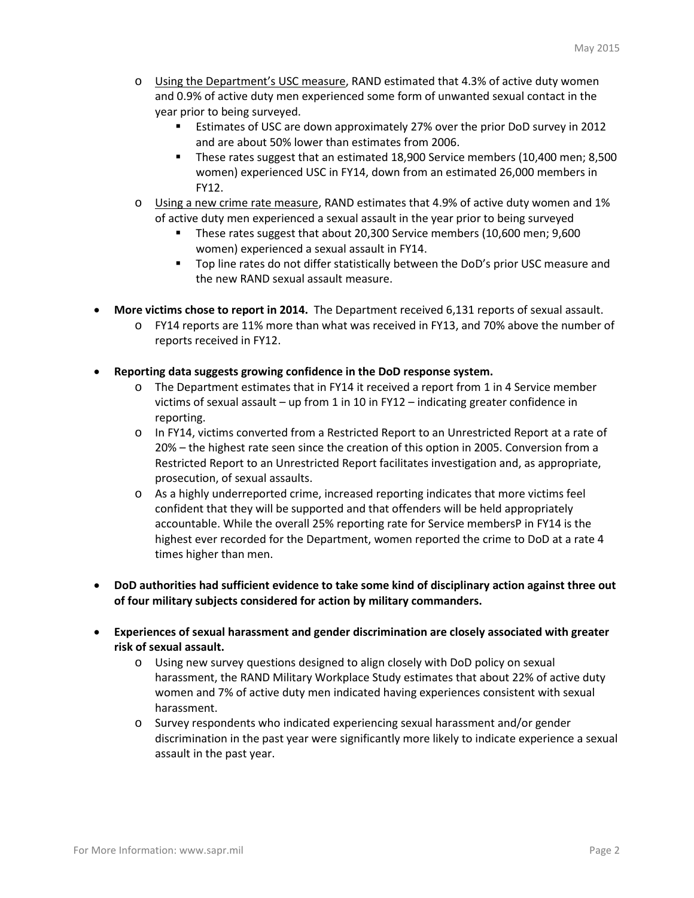- Using the Department's USC measure, RAND estimated that 4.3% of active duty women and 0.9% of active duty men experienced some form of unwanted sexual contact in the year prior to being surveyed.
    - Estimates of USC are down approximately 27% over the prior DoD survey in 2012 and are about 50% lower than estimates from 2006.
    - These rates suggest that an estimated 18,900 Service members (10,400 men; 8,500 women) experienced USC in FY14, down from an estimated 26,000 members in FY12.
- Using a new crime rate measure, RAND estimates that 4.9% of active duty women and 1% of active duty men experienced a sexual assault in the year prior to being surveyed
    - These rates suggest that about 20,300 Service members (10,600 men; 9,600 women) experienced a sexual assault in FY14.
    - Top line rates do not differ statistically between the DoD's prior USC measure and the new RAND sexual assault measure.

- **More victims chose to report in 2014.** The Department received 6,131 reports of sexual assault.
    - FY14 reports are 11% more than what was received in FY13, and 70% above the number of reports received in FY12.

- **Reporting data suggests growing confidence in the DoD response system.**
    - The Department estimates that in FY14 it received a report from 1 in 4 Service member victims of sexual assault – up from 1 in 10 in FY12 – indicating greater confidence in reporting.
    - In FY14, victims converted from a Restricted Report to an Unrestricted Report at a rate of 20% – the highest rate seen since the creation of this option in 2005. Conversion from a Restricted Report to an Unrestricted Report facilitates investigation and, as appropriate, prosecution, of sexual assaults.
    - As a highly underreported crime, increased reporting indicates that more victims feel confident that they will be supported and that offenders will be held appropriately accountable. While the overall 25% reporting rate for Service membersP in FY14 is the highest ever recorded for the Department, women reported the crime to DoD at a rate 4 times higher than men.

- **DoD authorities had sufficient evidence to take some kind of disciplinary action against three out of four military subjects considered for action by military commanders.**

- **Experiences of sexual harassment and gender discrimination are closely associated with greater risk of sexual assault.**
    - Using new survey questions designed to align closely with DoD policy on sexual harassment, the RAND Military Workplace Study estimates that about 22% of active duty women and 7% of active duty men indicated having experiences consistent with sexual harassment.
    - Survey respondents who indicated experiencing sexual harassment and/or gender discrimination in the past year were significantly more likely to indicate experience a sexual assault in the past year.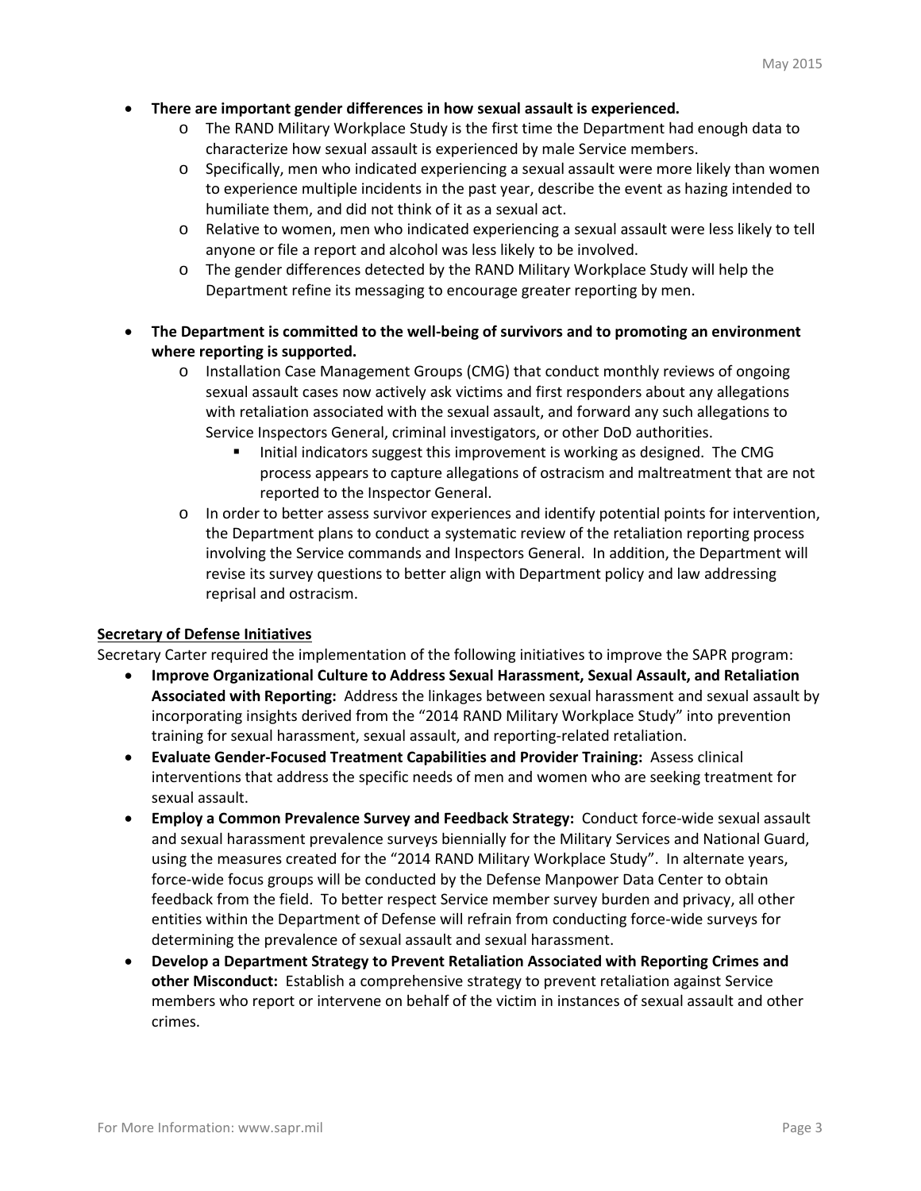- **There are important gender differences in how sexual assault is experienced.**
  - The RAND Military Workplace Study is the first time the Department had enough data to characterize how sexual assault is experienced by male Service members.
  - Specifically, men who indicated experiencing a sexual assault were more likely than women to experience multiple incidents in the past year, describe the event as hazing intended to humiliate them, and did not think of it as a sexual act.
  - Relative to women, men who indicated experiencing a sexual assault were less likely to tell anyone or file a report and alcohol was less likely to be involved.
  - The gender differences detected by the RAND Military Workplace Study will help the Department refine its messaging to encourage greater reporting by men.

- **The Department is committed to the well-being of survivors and to promoting an environment where reporting is supported.**
  - Installation Case Management Groups (CMG) that conduct monthly reviews of ongoing sexual assault cases now actively ask victims and first responders about any allegations with retaliation associated with the sexual assault, and forward any such allegations to Service Inspectors General, criminal investigators, or other DoD authorities.
    - Initial indicators suggest this improvement is working as designed. The CMG process appears to capture allegations of ostracism and maltreatment that are not reported to the Inspector General.
  - In order to better assess survivor experiences and identify potential points for intervention, the Department plans to conduct a systematic review of the retaliation reporting process involving the Service commands and Inspectors General. In addition, the Department will revise its survey questions to better align with Department policy and law addressing reprisal and ostracism.

**Secretary of Defense Initiatives**

Secretary Carter required the implementation of the following initiatives to improve the SAPR program:

- **Improve Organizational Culture to Address Sexual Harassment, Sexual Assault, and Retaliation Associated with Reporting:** Address the linkages between sexual harassment and sexual assault by incorporating insights derived from the "2014 RAND Military Workplace Study" into prevention training for sexual harassment, sexual assault, and reporting-related retaliation.
- **Evaluate Gender-Focused Treatment Capabilities and Provider Training:** Assess clinical interventions that address the specific needs of men and women who are seeking treatment for sexual assault.
- **Employ a Common Prevalence Survey and Feedback Strategy:** Conduct force-wide sexual assault and sexual harassment prevalence surveys biennially for the Military Services and National Guard, using the measures created for the "2014 RAND Military Workplace Study". In alternate years, force-wide focus groups will be conducted by the Defense Manpower Data Center to obtain feedback from the field. To better respect Service member survey burden and privacy, all other entities within the Department of Defense will refrain from conducting force-wide surveys for determining the prevalence of sexual assault and sexual harassment.
- **Develop a Department Strategy to Prevent Retaliation Associated with Reporting Crimes and other Misconduct:** Establish a comprehensive strategy to prevent retaliation against Service members who report or intervene on behalf of the victim in instances of sexual assault and other crimes.